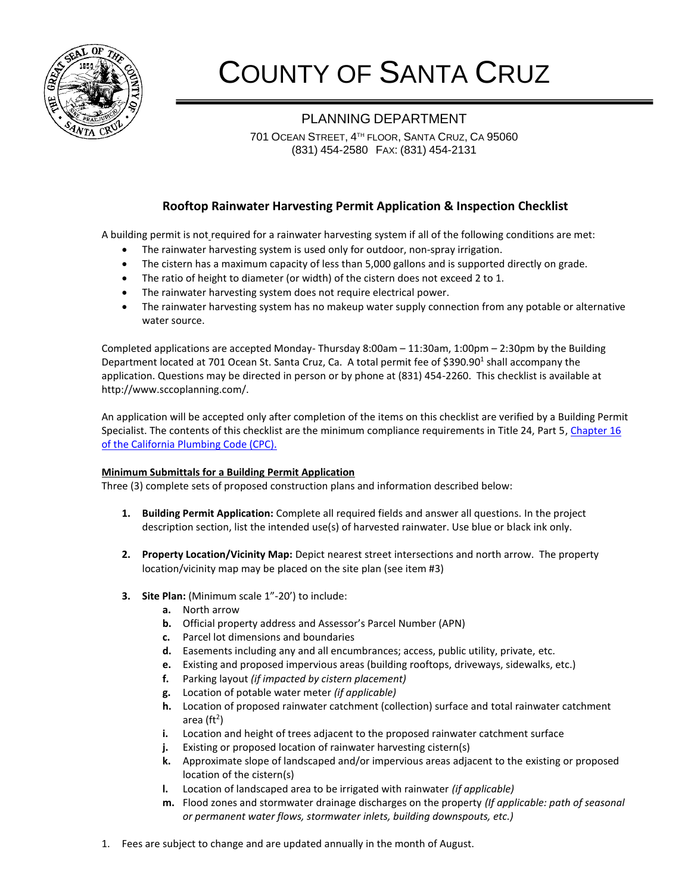# County of Santa Cruz

## PLANNING DEPARTMENT

701 Ocean Street, 4th Floor, Santa Cruz, Ca 95060
(831) 454-2580 Fax: (831) 454-2131

### Rooftop Rainwater Harvesting Permit Application & Inspection Checklist

A building permit is not required for a rainwater harvesting system if all of the following conditions are met:

- The rainwater harvesting system is used only for outdoor, non-spray irrigation.
- The cistern has a maximum capacity of less than 5,000 gallons and is supported directly on grade.
- The ratio of height to diameter (or width) of the cistern does not exceed 2 to 1.
- The rainwater harvesting system does not require electrical power.
- The rainwater harvesting system has no makeup water supply connection from any potable or alternative water source.

Completed applications are accepted Monday- Thursday 8:00am – 11:30am, 1:00pm – 2:30pm by the Building Department located at 701 Ocean St. Santa Cruz, Ca. A total permit fee of $390.90[1] shall accompany the application. Questions may be directed in person or by phone at (831) 454-2260. This checklist is available at http://www.sccoplanning.com/.

An application will be accepted only after completion of the items on this checklist are verified by a Building Permit Specialist. The contents of this checklist are the minimum compliance requirements in Title 24, Part 5, [Chapter 16 of the California Plumbing Code (CPC).]()

**Minimum Submittals for a Building Permit Application**

Three (3) complete sets of proposed construction plans and information described below:

1. **Building Permit Application:** Complete all required fields and answer all questions. In the project description section, list the intended use(s) of harvested rainwater. Use blue or black ink only.

2. **Property Location/Vicinity Map:** Depict nearest street intersections and north arrow. The property location/vicinity map may be placed on the site plan (see item #3)

3. **Site Plan:** (Minimum scale 1"-20') to include:
   - **a.** North arrow
   - **b.** Official property address and Assessor's Parcel Number (APN)
   - **c.** Parcel lot dimensions and boundaries
   - **d.** Easements including any and all encumbrances; access, public utility, private, etc.
   - **e.** Existing and proposed impervious areas (building rooftops, driveways, sidewalks, etc.)
   - **f.** Parking layout *(if impacted by cistern placement)*
   - **g.** Location of potable water meter *(if applicable)*
   - **h.** Location of proposed rainwater catchment (collection) surface and total rainwater catchment area (ft$^2$)
   - **i.** Location and height of trees adjacent to the proposed rainwater catchment surface
   - **j.** Existing or proposed location of rainwater harvesting cistern(s)
   - **k.** Approximate slope of landscaped and/or impervious areas adjacent to the existing or proposed location of the cistern(s)
   - **l.** Location of landscaped area to be irrigated with rainwater *(if applicable)*
   - **m.** Flood zones and stormwater drainage discharges on the property *(If applicable: path of seasonal or permanent water flows, stormwater inlets, building downspouts, etc.)*

1. Fees are subject to change and are updated annually in the month of August.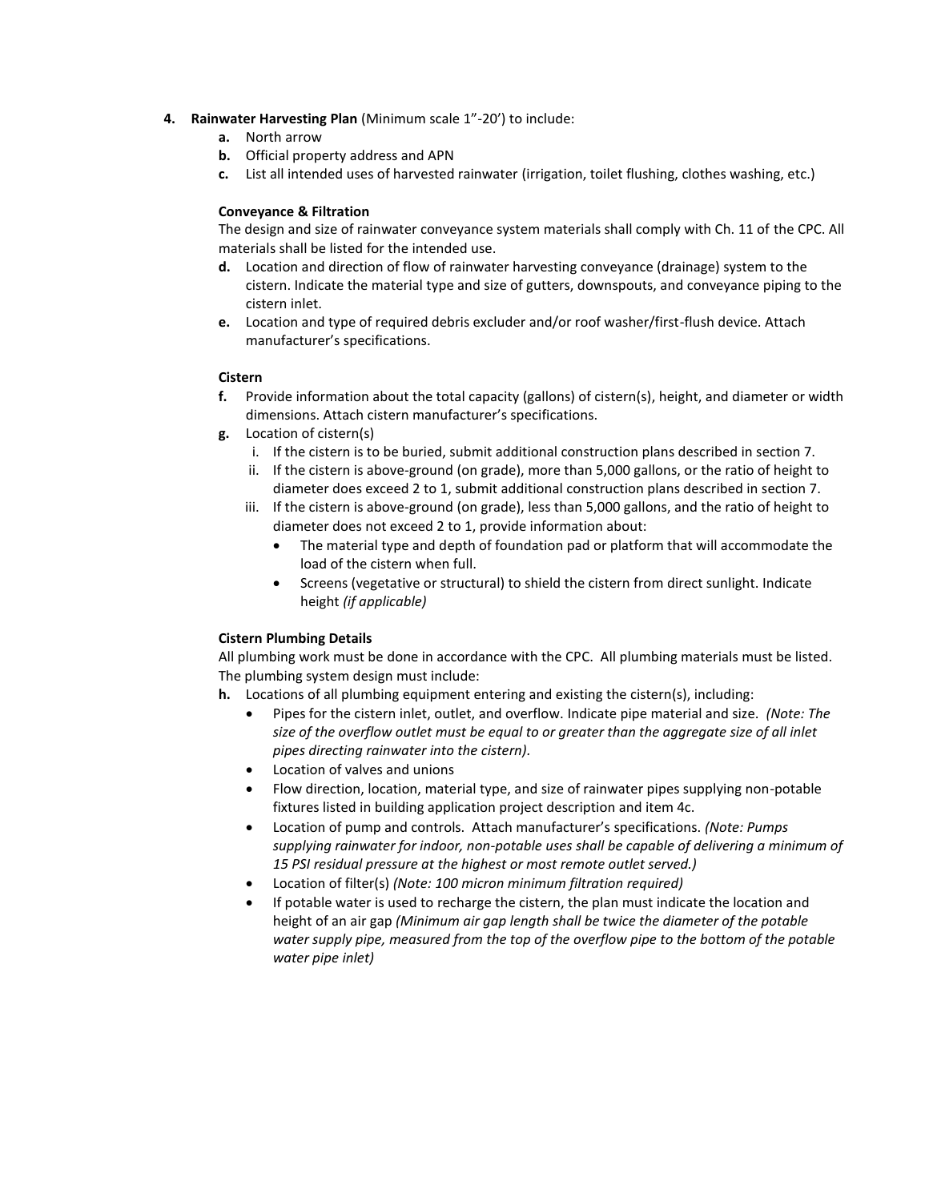4. **Rainwater Harvesting Plan** (Minimum scale 1"-20') to include:
    a. North arrow
    b. Official property address and APN
    c. List all intended uses of harvested rainwater (irrigation, toilet flushing, clothes washing, etc.)

**Conveyance & Filtration**

The design and size of rainwater conveyance system materials shall comply with Ch. 11 of the CPC. All materials shall be listed for the intended use.

d. Location and direction of flow of rainwater harvesting conveyance (drainage) system to the cistern. Indicate the material type and size of gutters, downspouts, and conveyance piping to the cistern inlet.

e. Location and type of required debris excluder and/or roof washer/first-flush device. Attach manufacturer's specifications.

**Cistern**

f. Provide information about the total capacity (gallons) of cistern(s), height, and diameter or width dimensions. Attach cistern manufacturer's specifications.

g. Location of cistern(s)
    i. If the cistern is to be buried, submit additional construction plans described in section 7.
    ii. If the cistern is above-ground (on grade), more than 5,000 gallons, or the ratio of height to diameter does exceed 2 to 1, submit additional construction plans described in section 7.
    iii. If the cistern is above-ground (on grade), less than 5,000 gallons, and the ratio of height to diameter does not exceed 2 to 1, provide information about:
        - The material type and depth of foundation pad or platform that will accommodate the load of the cistern when full.
        - Screens (vegetative or structural) to shield the cistern from direct sunlight. Indicate height *(if applicable)*

**Cistern Plumbing Details**

All plumbing work must be done in accordance with the CPC. All plumbing materials must be listed. The plumbing system design must include:

h. Locations of all plumbing equipment entering and existing the cistern(s), including:
    - Pipes for the cistern inlet, outlet, and overflow. Indicate pipe material and size. *(Note: The size of the overflow outlet must be equal to or greater than the aggregate size of all inlet pipes directing rainwater into the cistern).*
    - Location of valves and unions
    - Flow direction, location, material type, and size of rainwater pipes supplying non-potable fixtures listed in building application project description and item 4c.
    - Location of pump and controls. Attach manufacturer's specifications. *(Note: Pumps supplying rainwater for indoor, non-potable uses shall be capable of delivering a minimum of 15 PSI residual pressure at the highest or most remote outlet served.)*
    - Location of filter(s) *(Note: 100 micron minimum filtration required)*
    - If potable water is used to recharge the cistern, the plan must indicate the location and height of an air gap *(Minimum air gap length shall be twice the diameter of the potable water supply pipe, measured from the top of the overflow pipe to the bottom of the potable water pipe inlet)*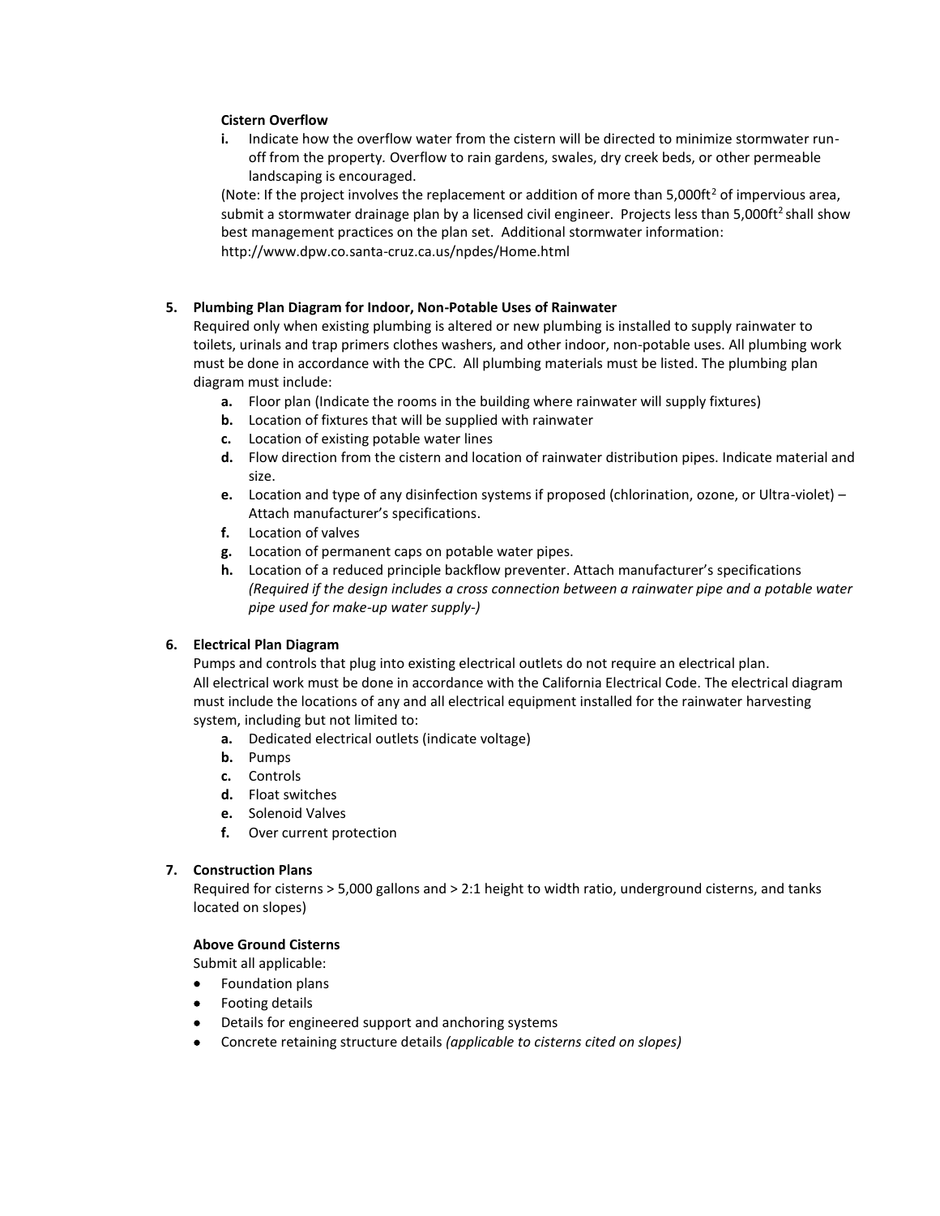**Cistern Overflow**

i. Indicate how the overflow water from the cistern will be directed to minimize stormwater run-off from the property. Overflow to rain gardens, swales, dry creek beds, or other permeable landscaping is encouraged.

(Note: If the project involves the replacement or addition of more than 5,000ft$^2$ of impervious area, submit a stormwater drainage plan by a licensed civil engineer. Projects less than 5,000ft$^2$ shall show best management practices on the plan set. Additional stormwater information: http://www.dpw.co.santa-cruz.ca.us/npdes/Home.html

**5. Plumbing Plan Diagram for Indoor, Non-Potable Uses of Rainwater**

Required only when existing plumbing is altered or new plumbing is installed to supply rainwater to toilets, urinals and trap primers clothes washers, and other indoor, non-potable uses. All plumbing work must be done in accordance with the CPC. All plumbing materials must be listed. The plumbing plan diagram must include:

- **a.** Floor plan (Indicate the rooms in the building where rainwater will supply fixtures)
- **b.** Location of fixtures that will be supplied with rainwater
- **c.** Location of existing potable water lines
- **d.** Flow direction from the cistern and location of rainwater distribution pipes. Indicate material and size.
- **e.** Location and type of any disinfection systems if proposed (chlorination, ozone, or Ultra-violet) – Attach manufacturer's specifications.
- **f.** Location of valves
- **g.** Location of permanent caps on potable water pipes.
- **h.** Location of a reduced principle backflow preventer. Attach manufacturer's specifications *(Required if the design includes a cross connection between a rainwater pipe and a potable water pipe used for make-up water supply-)*

**6. Electrical Plan Diagram**

Pumps and controls that plug into existing electrical outlets do not require an electrical plan.
All electrical work must be done in accordance with the California Electrical Code. The electrical diagram must include the locations of any and all electrical equipment installed for the rainwater harvesting system, including but not limited to:

- **a.** Dedicated electrical outlets (indicate voltage)
- **b.** Pumps
- **c.** Controls
- **d.** Float switches
- **e.** Solenoid Valves
- **f.** Over current protection

**7. Construction Plans**

Required for cisterns > 5,000 gallons and > 2:1 height to width ratio, underground cisterns, and tanks located on slopes)

**Above Ground Cisterns**

Submit all applicable:

- Foundation plans
- Footing details
- Details for engineered support and anchoring systems
- Concrete retaining structure details *(applicable to cisterns cited on slopes)*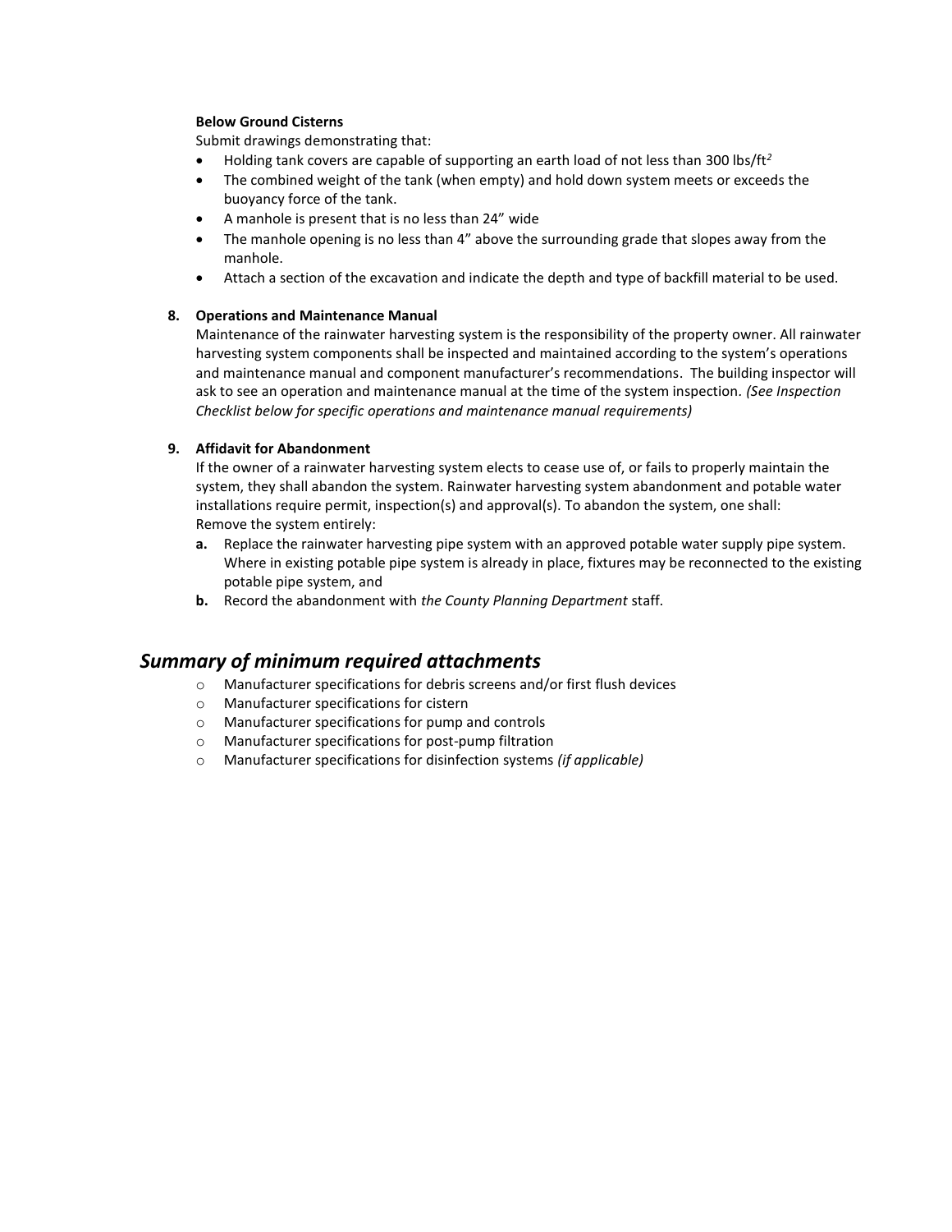**Below Ground Cisterns**

Submit drawings demonstrating that:

- Holding tank covers are capable of supporting an earth load of not less than 300 lbs/ft$^2$
- The combined weight of the tank (when empty) and hold down system meets or exceeds the buoyancy force of the tank.
- A manhole is present that is no less than 24" wide
- The manhole opening is no less than 4" above the surrounding grade that slopes away from the manhole.
- Attach a section of the excavation and indicate the depth and type of backfill material to be used.

**8. Operations and Maintenance Manual**

Maintenance of the rainwater harvesting system is the responsibility of the property owner. All rainwater harvesting system components shall be inspected and maintained according to the system's operations and maintenance manual and component manufacturer's recommendations. The building inspector will ask to see an operation and maintenance manual at the time of the system inspection. *(See Inspection Checklist below for specific operations and maintenance manual requirements)*

**9. Affidavit for Abandonment**

If the owner of a rainwater harvesting system elects to cease use of, or fails to properly maintain the system, they shall abandon the system. Rainwater harvesting system abandonment and potable water installations require permit, inspection(s) and approval(s). To abandon the system, one shall:
Remove the system entirely:

**a.** Replace the rainwater harvesting pipe system with an approved potable water supply pipe system. Where in existing potable pipe system is already in place, fixtures may be reconnected to the existing potable pipe system, and

**b.** Record the abandonment with *the County Planning Department* staff.

## *Summary of minimum required attachments*

- Manufacturer specifications for debris screens and/or first flush devices
- Manufacturer specifications for cistern
- Manufacturer specifications for pump and controls
- Manufacturer specifications for post-pump filtration
- Manufacturer specifications for disinfection systems *(if applicable)*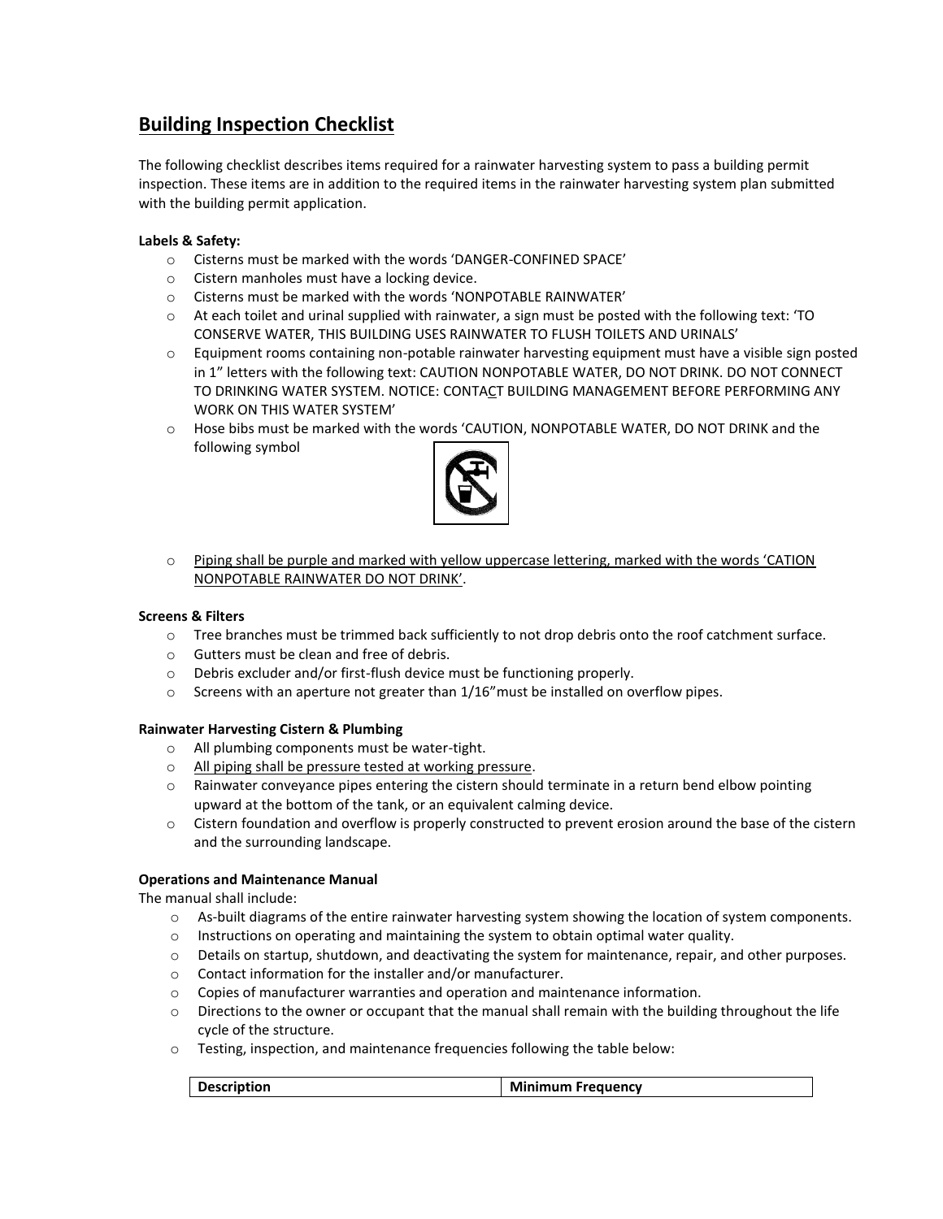## Building Inspection Checklist

The following checklist describes items required for a rainwater harvesting system to pass a building permit inspection. These items are in addition to the required items in the rainwater harvesting system plan submitted with the building permit application.

**Labels & Safety:**

- Cisterns must be marked with the words 'DANGER-CONFINED SPACE'
- Cistern manholes must have a locking device.
- Cisterns must be marked with the words 'NONPOTABLE RAINWATER'
- At each toilet and urinal supplied with rainwater, a sign must be posted with the following text: 'TO CONSERVE WATER, THIS BUILDING USES RAINWATER TO FLUSH TOILETS AND URINALS'
- Equipment rooms containing non-potable rainwater harvesting equipment must have a visible sign posted in 1" letters with the following text: CAUTION NONPOTABLE WATER, DO NOT DRINK. DO NOT CONNECT TO DRINKING WATER SYSTEM. NOTICE: CONTACT BUILDING MANAGEMENT BEFORE PERFORMING ANY WORK ON THIS WATER SYSTEM'
- Hose bibs must be marked with the words 'CAUTION, NONPOTABLE WATER, DO NOT DRINK and the following symbol
- Piping shall be purple and marked with yellow uppercase lettering, marked with the words 'CATION NONPOTABLE RAINWATER DO NOT DRINK'.

**Screens & Filters**

- Tree branches must be trimmed back sufficiently to not drop debris onto the roof catchment surface.
- Gutters must be clean and free of debris.
- Debris excluder and/or first-flush device must be functioning properly.
- Screens with an aperture not greater than 1/16" must be installed on overflow pipes.

**Rainwater Harvesting Cistern & Plumbing**

- All plumbing components must be water-tight.
- All piping shall be pressure tested at working pressure.
- Rainwater conveyance pipes entering the cistern should terminate in a return bend elbow pointing upward at the bottom of the tank, or an equivalent calming device.
- Cistern foundation and overflow is properly constructed to prevent erosion around the base of the cistern and the surrounding landscape.

**Operations and Maintenance Manual**

The manual shall include:

- As-built diagrams of the entire rainwater harvesting system showing the location of system components.
- Instructions on operating and maintaining the system to obtain optimal water quality.
- Details on startup, shutdown, and deactivating the system for maintenance, repair, and other purposes.
- Contact information for the installer and/or manufacturer.
- Copies of manufacturer warranties and operation and maintenance information.
- Directions to the owner or occupant that the manual shall remain with the building throughout the life cycle of the structure.
- Testing, inspection, and maintenance frequencies following the table below:

| Description | Minimum Frequency |
| --- | --- |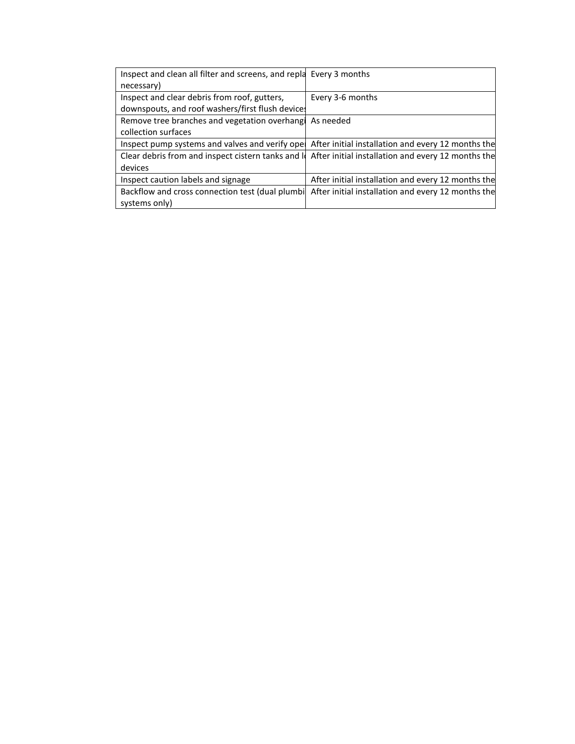| | |
|---|---|
| Inspect and clean all filter and screens, and repla necessary) | Every 3 months |
| Inspect and clear debris from roof, gutters, downspouts, and roof washers/first flush devices | Every 3-6 months |
| Remove tree branches and vegetation overhangi collection surfaces | As needed |
| Inspect pump systems and valves and verify oper | After initial installation and every 12 months the |
| Clear debris from and inspect cistern tanks and l devices | After initial installation and every 12 months the |
| Inspect caution labels and signage | After initial installation and every 12 months the |
| Backflow and cross connection test (dual plumbi systems only) | After initial installation and every 12 months the |